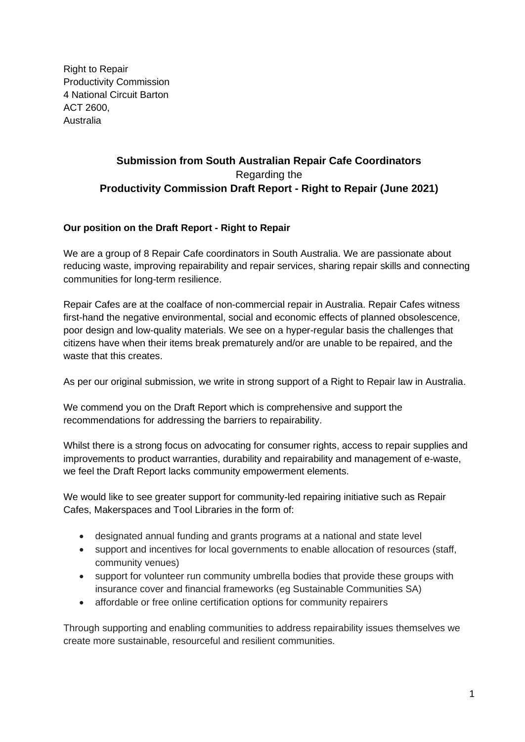Right to Repair
Productivity Commission
4 National Circuit Barton
ACT 2600,
Australia

# Submission from South Australian Repair Cafe Coordinators

Regarding the

# Productivity Commission Draft Report - Right to Repair (June 2021)

## Our position on the Draft Report - Right to Repair

We are a group of 8 Repair Cafe coordinators in South Australia. We are passionate about reducing waste, improving repairability and repair services, sharing repair skills and connecting communities for long-term resilience.

Repair Cafes are at the coalface of non-commercial repair in Australia. Repair Cafes witness first-hand the negative environmental, social and economic effects of planned obsolescence, poor design and low-quality materials. We see on a hyper-regular basis the challenges that citizens have when their items break prematurely and/or are unable to be repaired, and the waste that this creates.

As per our original submission, we write in strong support of a Right to Repair law in Australia.

We commend you on the Draft Report which is comprehensive and support the recommendations for addressing the barriers to repairability.

Whilst there is a strong focus on advocating for consumer rights, access to repair supplies and improvements to product warranties, durability and repairability and management of e-waste, we feel the Draft Report lacks community empowerment elements.

We would like to see greater support for community-led repairing initiative such as Repair Cafes, Makerspaces and Tool Libraries in the form of:

- designated annual funding and grants programs at a national and state level
- support and incentives for local governments to enable allocation of resources (staff, community venues)
- support for volunteer run community umbrella bodies that provide these groups with insurance cover and financial frameworks (eg Sustainable Communities SA)
- affordable or free online certification options for community repairers

Through supporting and enabling communities to address repairability issues themselves we create more sustainable, resourceful and resilient communities.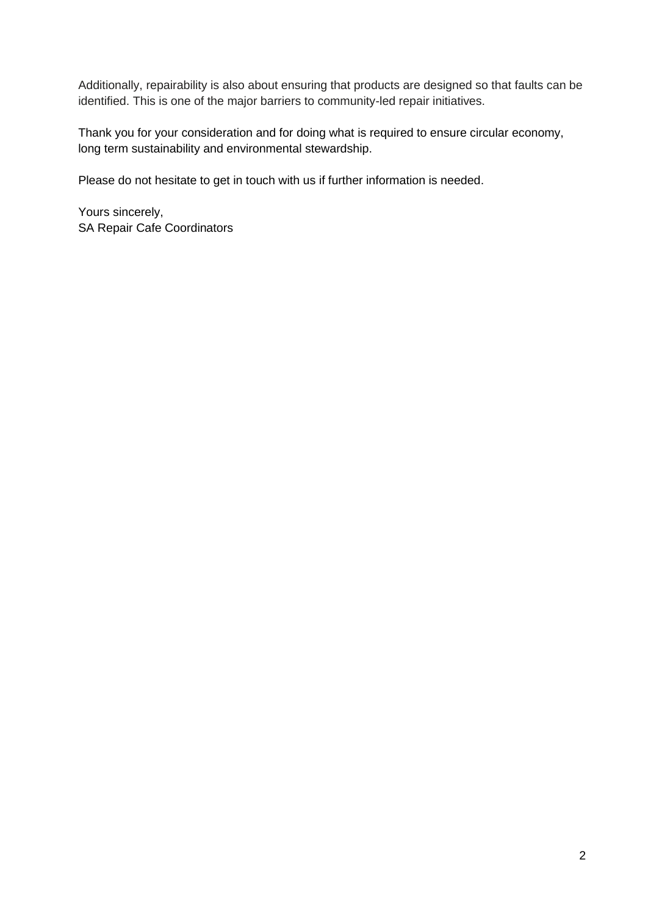Additionally, repairability is also about ensuring that products are designed so that faults can be identified. This is one of the major barriers to community-led repair initiatives.

Thank you for your consideration and for doing what is required to ensure circular economy, long term sustainability and environmental stewardship.

Please do not hesitate to get in touch with us if further information is needed.

Yours sincerely,
SA Repair Cafe Coordinators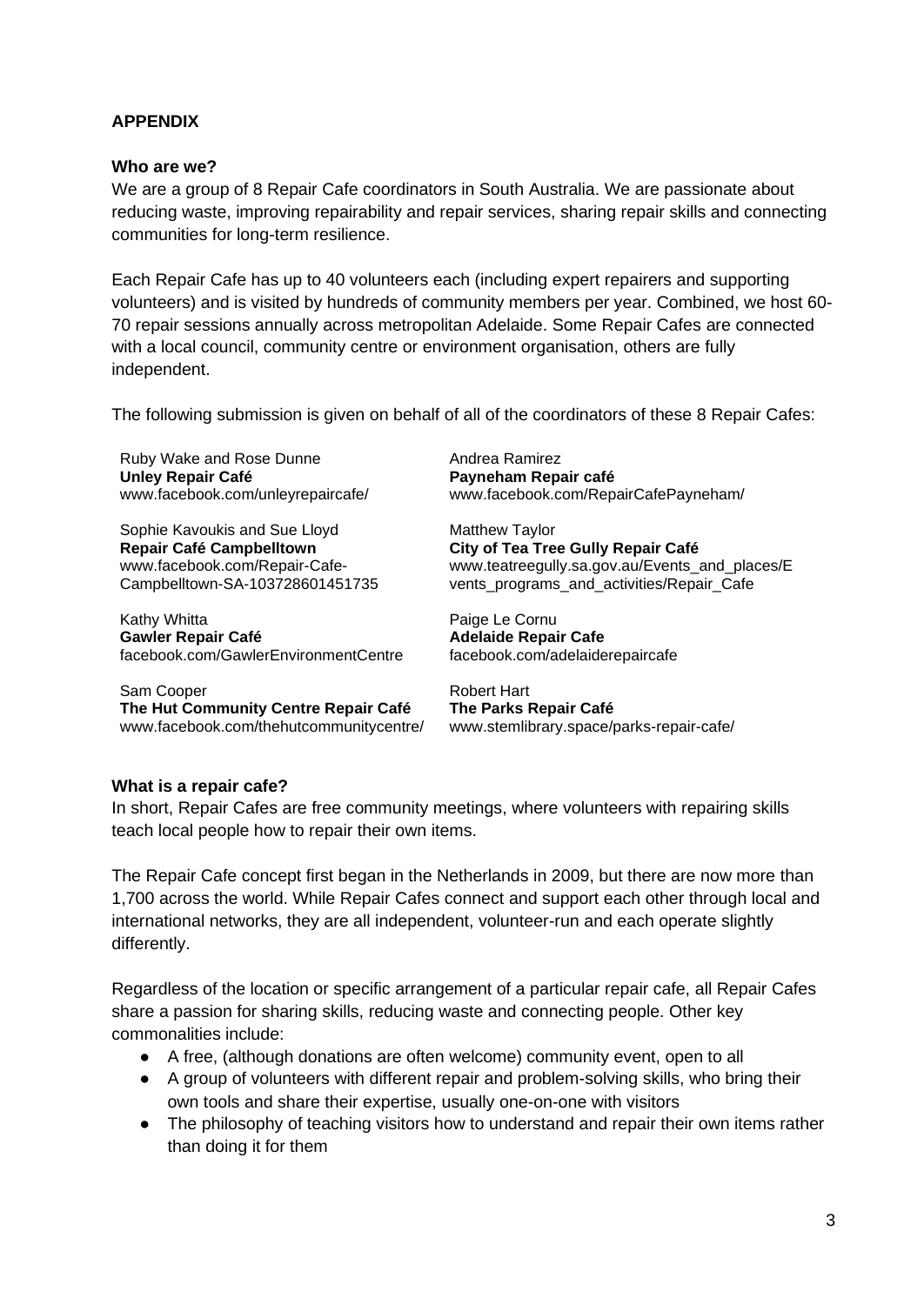**APPENDIX**

**Who are we?**

We are a group of 8 Repair Cafe coordinators in South Australia. We are passionate about reducing waste, improving repairability and repair services, sharing repair skills and connecting communities for long-term resilience.

Each Repair Cafe has up to 40 volunteers each (including expert repairers and supporting volunteers) and is visited by hundreds of community members per year. Combined, we host 60-70 repair sessions annually across metropolitan Adelaide. Some Repair Cafes are connected with a local council, community centre or environment organisation, others are fully independent.

The following submission is given on behalf of all of the coordinators of these 8 Repair Cafes:

Ruby Wake and Rose Dunne
**Unley Repair Café**
www.facebook.com/unleyrepaircafe/

Andrea Ramirez
**Payneham Repair café**
www.facebook.com/RepairCafePayneham/

Sophie Kavoukis and Sue Lloyd
**Repair Café Campbelltown**
www.facebook.com/Repair-Cafe-Campbelltown-SA-103728601451735

Matthew Taylor
**City of Tea Tree Gully Repair Café**
www.teatreegully.sa.gov.au/Events_and_places/Events_programs_and_activities/Repair_Cafe

Kathy Whitta
**Gawler Repair Café**
facebook.com/GawlerEnvironmentCentre

Paige Le Cornu
**Adelaide Repair Cafe**
facebook.com/adelaiderepaircafe

Sam Cooper
**The Hut Community Centre Repair Café**
www.facebook.com/thehutcommunitycentre/

Robert Hart
**The Parks Repair Café**
www.stemlibrary.space/parks-repair-cafe/

**What is a repair cafe?**

In short, Repair Cafes are free community meetings, where volunteers with repairing skills teach local people how to repair their own items.

The Repair Cafe concept first began in the Netherlands in 2009, but there are now more than 1,700 across the world. While Repair Cafes connect and support each other through local and international networks, they are all independent, volunteer-run and each operate slightly differently.

Regardless of the location or specific arrangement of a particular repair cafe, all Repair Cafes share a passion for sharing skills, reducing waste and connecting people. Other key commonalities include:

- A free, (although donations are often welcome) community event, open to all
- A group of volunteers with different repair and problem-solving skills, who bring their own tools and share their expertise, usually one-on-one with visitors
- The philosophy of teaching visitors how to understand and repair their own items rather than doing it for them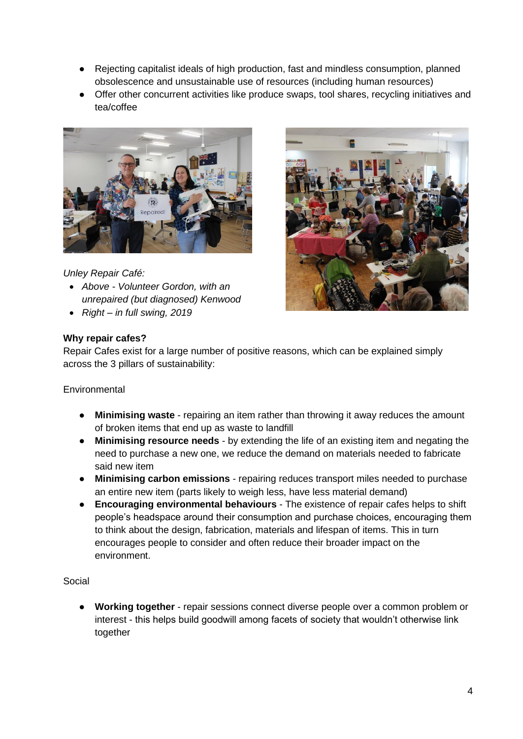- Rejecting capitalist ideals of high production, fast and mindless consumption, planned obsolescence and unsustainable use of resources (including human resources)
- Offer other concurrent activities like produce swaps, tool shares, recycling initiatives and tea/coffee

*Unley Repair Café:*

- *Above - Volunteer Gordon, with an unrepaired (but diagnosed) Kenwood*
- *Right – in full swing, 2019*

**Why repair cafes?**

Repair Cafes exist for a large number of positive reasons, which can be explained simply across the 3 pillars of sustainability:

Environmental

- **Minimising waste** - repairing an item rather than throwing it away reduces the amount of broken items that end up as waste to landfill
- **Minimising resource needs** - by extending the life of an existing item and negating the need to purchase a new one, we reduce the demand on materials needed to fabricate said new item
- **Minimising carbon emissions** - repairing reduces transport miles needed to purchase an entire new item (parts likely to weigh less, have less material demand)
- **Encouraging environmental behaviours** - The existence of repair cafes helps to shift people's headspace around their consumption and purchase choices, encouraging them to think about the design, fabrication, materials and lifespan of items. This in turn encourages people to consider and often reduce their broader impact on the environment.

Social

- **Working together** - repair sessions connect diverse people over a common problem or interest - this helps build goodwill among facets of society that wouldn't otherwise link together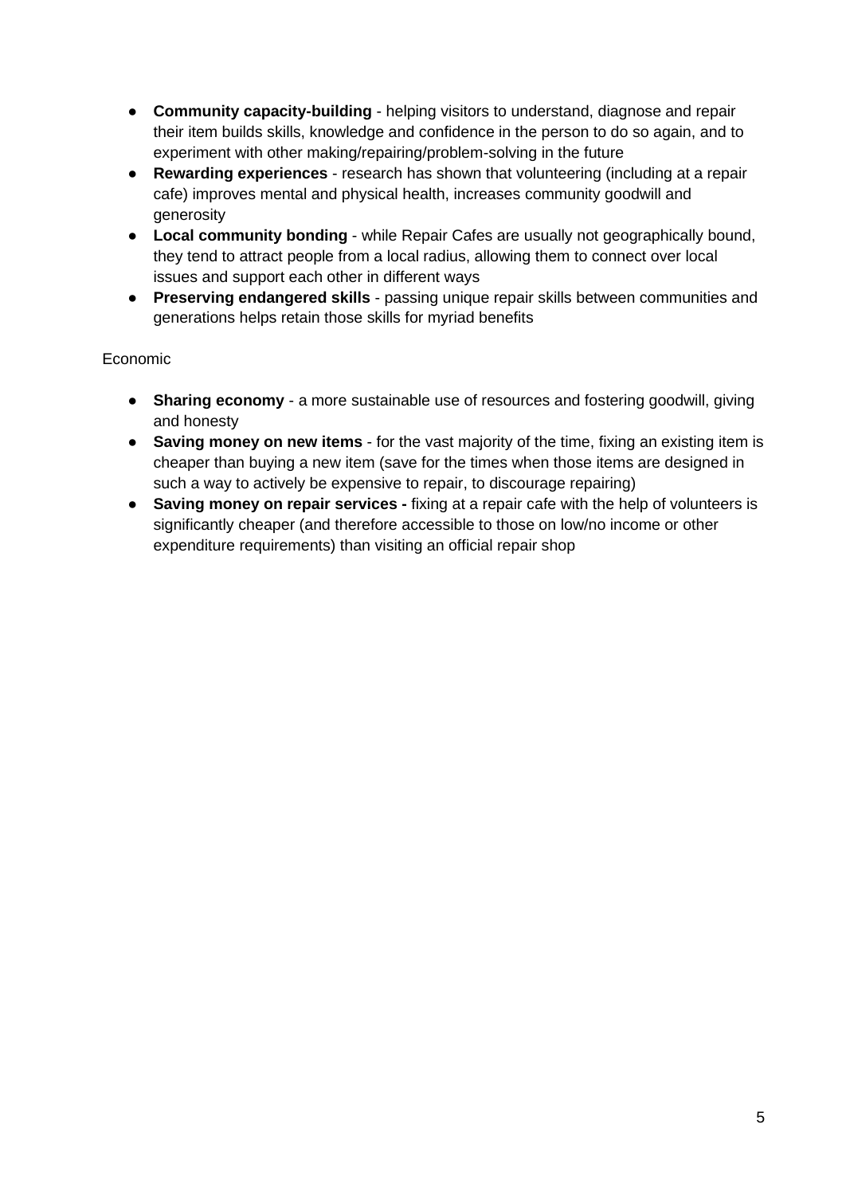- **Community capacity-building** - helping visitors to understand, diagnose and repair their item builds skills, knowledge and confidence in the person to do so again, and to experiment with other making/repairing/problem-solving in the future
- **Rewarding experiences** - research has shown that volunteering (including at a repair cafe) improves mental and physical health, increases community goodwill and generosity
- **Local community bonding** - while Repair Cafes are usually not geographically bound, they tend to attract people from a local radius, allowing them to connect over local issues and support each other in different ways
- **Preserving endangered skills** - passing unique repair skills between communities and generations helps retain those skills for myriad benefits

Economic

- **Sharing economy** - a more sustainable use of resources and fostering goodwill, giving and honesty
- **Saving money on new items** - for the vast majority of the time, fixing an existing item is cheaper than buying a new item (save for the times when those items are designed in such a way to actively be expensive to repair, to discourage repairing)
- **Saving money on repair services -** fixing at a repair cafe with the help of volunteers is significantly cheaper (and therefore accessible to those on low/no income or other expenditure requirements) than visiting an official repair shop